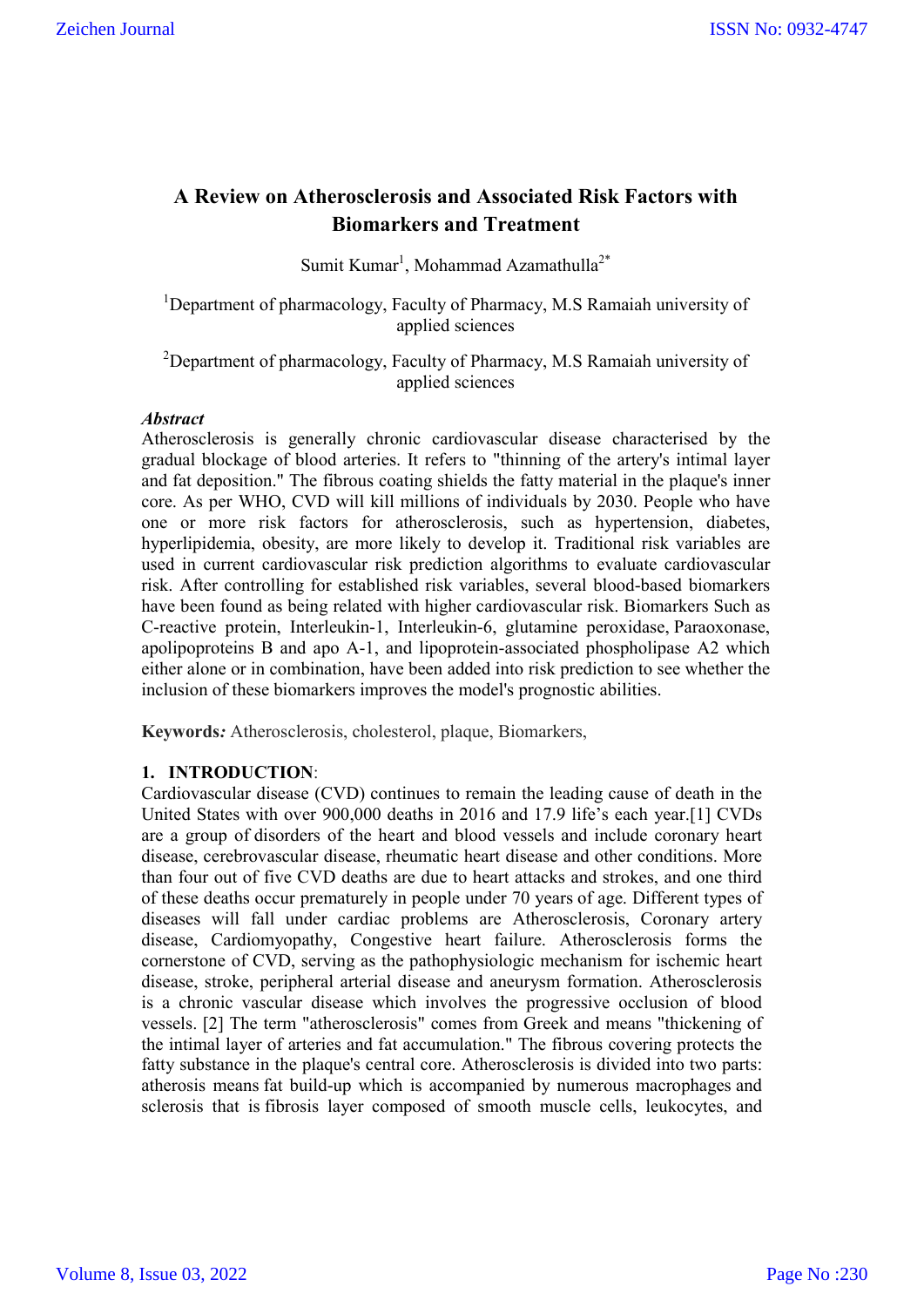# A Review on Atherosclerosis and Associated Risk Factors with Biomarkers and Treatment

Sumit Kumar[1], Mohammad Azamathulla[2*]

[1]Department of pharmacology, Faculty of Pharmacy, M.S Ramaiah university of applied sciences

[2]Department of pharmacology, Faculty of Pharmacy, M.S Ramaiah university of applied sciences

***Abstract***

Atherosclerosis is generally chronic cardiovascular disease characterised by the gradual blockage of blood arteries. It refers to "thinning of the artery's intimal layer and fat deposition." The fibrous coating shields the fatty material in the plaque's inner core. As per WHO, CVD will kill millions of individuals by 2030. People who have one or more risk factors for atherosclerosis, such as hypertension, diabetes, hyperlipidemia, obesity, are more likely to develop it. Traditional risk variables are used in current cardiovascular risk prediction algorithms to evaluate cardiovascular risk. After controlling for established risk variables, several blood-based biomarkers have been found as being related with higher cardiovascular risk. Biomarkers Such as C-reactive protein, Interleukin-1, Interleukin-6, glutamine peroxidase, Paraoxonase, apolipoproteins B and apo A-1, and lipoprotein-associated phospholipase A2 which either alone or in combination, have been added into risk prediction to see whether the inclusion of these biomarkers improves the model's prognostic abilities.

**Keywords*:*** Atherosclerosis, cholesterol, plaque, Biomarkers,

## 1. INTRODUCTION:

Cardiovascular disease (CVD) continues to remain the leading cause of death in the United States with over 900,000 deaths in 2016 and 17.9 life's each year.[1] CVDs are a group of disorders of the heart and blood vessels and include coronary heart disease, cerebrovascular disease, rheumatic heart disease and other conditions. More than four out of five CVD deaths are due to heart attacks and strokes, and one third of these deaths occur prematurely in people under 70 years of age. Different types of diseases will fall under cardiac problems are Atherosclerosis, Coronary artery disease, Cardiomyopathy, Congestive heart failure. Atherosclerosis forms the cornerstone of CVD, serving as the pathophysiologic mechanism for ischemic heart disease, stroke, peripheral arterial disease and aneurysm formation. Atherosclerosis is a chronic vascular disease which involves the progressive occlusion of blood vessels. [2] The term "atherosclerosis" comes from Greek and means "thickening of the intimal layer of arteries and fat accumulation." The fibrous covering protects the fatty substance in the plaque's central core. Atherosclerosis is divided into two parts: atherosis means fat build-up which is accompanied by numerous macrophages and sclerosis that is fibrosis layer composed of smooth muscle cells, leukocytes, and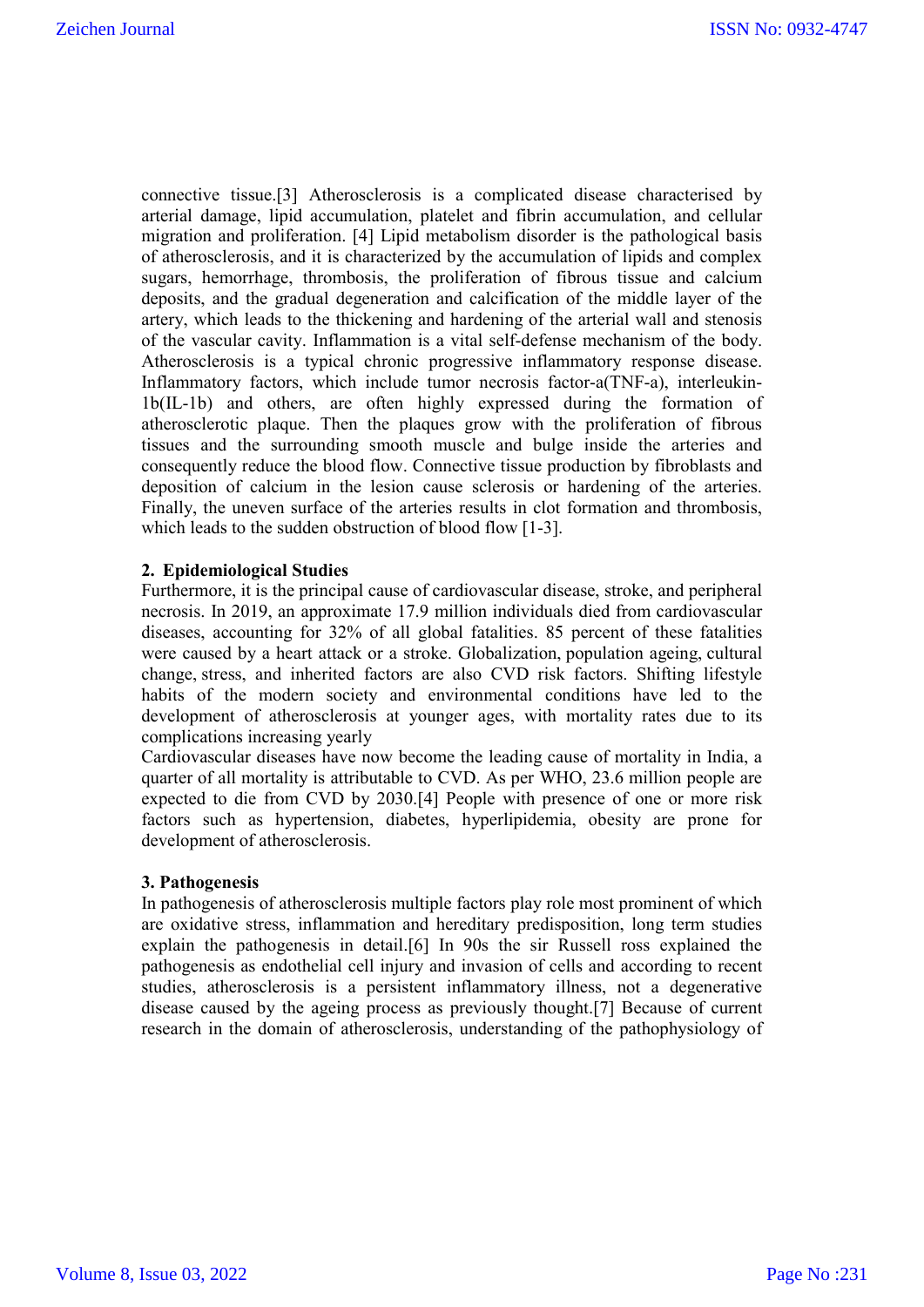connective tissue.[3] Atherosclerosis is a complicated disease characterised by arterial damage, lipid accumulation, platelet and fibrin accumulation, and cellular migration and proliferation. [4] Lipid metabolism disorder is the pathological basis of atherosclerosis, and it is characterized by the accumulation of lipids and complex sugars, hemorrhage, thrombosis, the proliferation of fibrous tissue and calcium deposits, and the gradual degeneration and calcification of the middle layer of the artery, which leads to the thickening and hardening of the arterial wall and stenosis of the vascular cavity. Inflammation is a vital self-defense mechanism of the body. Atherosclerosis is a typical chronic progressive inflammatory response disease. Inflammatory factors, which include tumor necrosis factor-a(TNF-a), interleukin-1b(IL-1b) and others, are often highly expressed during the formation of atherosclerotic plaque. Then the plaques grow with the proliferation of fibrous tissues and the surrounding smooth muscle and bulge inside the arteries and consequently reduce the blood flow. Connective tissue production by fibroblasts and deposition of calcium in the lesion cause sclerosis or hardening of the arteries. Finally, the uneven surface of the arteries results in clot formation and thrombosis, which leads to the sudden obstruction of blood flow [1-3].

## 2. Epidemiological Studies

Furthermore, it is the principal cause of cardiovascular disease, stroke, and peripheral necrosis. In 2019, an approximate 17.9 million individuals died from cardiovascular diseases, accounting for 32% of all global fatalities. 85 percent of these fatalities were caused by a heart attack or a stroke. Globalization, population ageing, cultural change, stress, and inherited factors are also CVD risk factors. Shifting lifestyle habits of the modern society and environmental conditions have led to the development of atherosclerosis at younger ages, with mortality rates due to its complications increasing yearly

Cardiovascular diseases have now become the leading cause of mortality in India, a quarter of all mortality is attributable to CVD. As per WHO, 23.6 million people are expected to die from CVD by 2030.[4] People with presence of one or more risk factors such as hypertension, diabetes, hyperlipidemia, obesity are prone for development of atherosclerosis.

## 3. Pathogenesis

In pathogenesis of atherosclerosis multiple factors play role most prominent of which are oxidative stress, inflammation and hereditary predisposition, long term studies explain the pathogenesis in detail.[6] In 90s the sir Russell ross explained the pathogenesis as endothelial cell injury and invasion of cells and according to recent studies, atherosclerosis is a persistent inflammatory illness, not a degenerative disease caused by the ageing process as previously thought.[7] Because of current research in the domain of atherosclerosis, understanding of the pathophysiology of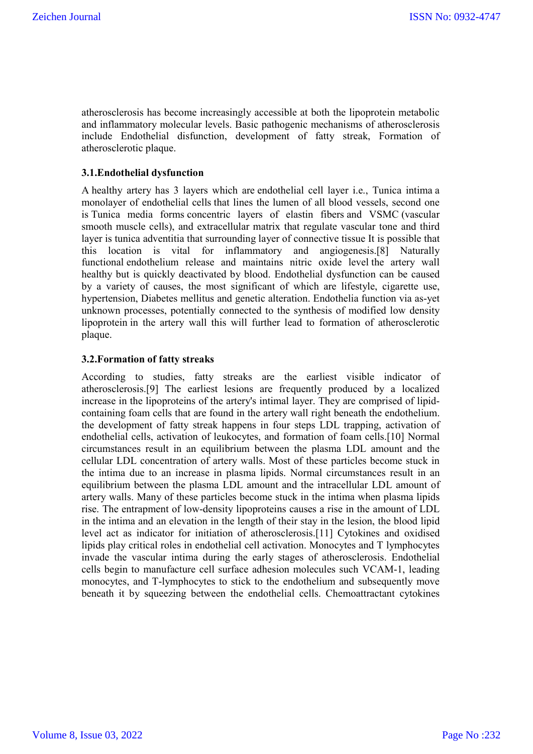atherosclerosis has become increasingly accessible at both the lipoprotein metabolic and inflammatory molecular levels. Basic pathogenic mechanisms of atherosclerosis include Endothelial disfunction, development of fatty streak, Formation of atherosclerotic plaque.

### 3.1.Endothelial dysfunction

A healthy artery has 3 layers which are endothelial cell layer i.e., Tunica intima a monolayer of endothelial cells that lines the lumen of all blood vessels, second one is Tunica media forms concentric layers of elastin fibers and VSMC (vascular smooth muscle cells), and extracellular matrix that regulate vascular tone and third layer is tunica adventitia that surrounding layer of connective tissue It is possible that this location is vital for inflammatory and angiogenesis.[8] Naturally functional endothelium release and maintains nitric oxide level the artery wall healthy but is quickly deactivated by blood. Endothelial dysfunction can be caused by a variety of causes, the most significant of which are lifestyle, cigarette use, hypertension, Diabetes mellitus and genetic alteration. Endothelia function via as-yet unknown processes, potentially connected to the synthesis of modified low density lipoprotein in the artery wall this will further lead to formation of atherosclerotic plaque.

### 3.2.Formation of fatty streaks

According to studies, fatty streaks are the earliest visible indicator of atherosclerosis.[9] The earliest lesions are frequently produced by a localized increase in the lipoproteins of the artery's intimal layer. They are comprised of lipid-containing foam cells that are found in the artery wall right beneath the endothelium. the development of fatty streak happens in four steps LDL trapping, activation of endothelial cells, activation of leukocytes, and formation of foam cells.[10] Normal circumstances result in an equilibrium between the plasma LDL amount and the cellular LDL concentration of artery walls. Most of these particles become stuck in the intima due to an increase in plasma lipids. Normal circumstances result in an equilibrium between the plasma LDL amount and the intracellular LDL amount of artery walls. Many of these particles become stuck in the intima when plasma lipids rise. The entrapment of low-density lipoproteins causes a rise in the amount of LDL in the intima and an elevation in the length of their stay in the lesion, the blood lipid level act as indicator for initiation of atherosclerosis.[11] Cytokines and oxidised lipids play critical roles in endothelial cell activation. Monocytes and T lymphocytes invade the vascular intima during the early stages of atherosclerosis. Endothelial cells begin to manufacture cell surface adhesion molecules such VCAM-1, leading monocytes, and T-lymphocytes to stick to the endothelium and subsequently move beneath it by squeezing between the endothelial cells. Chemoattractant cytokines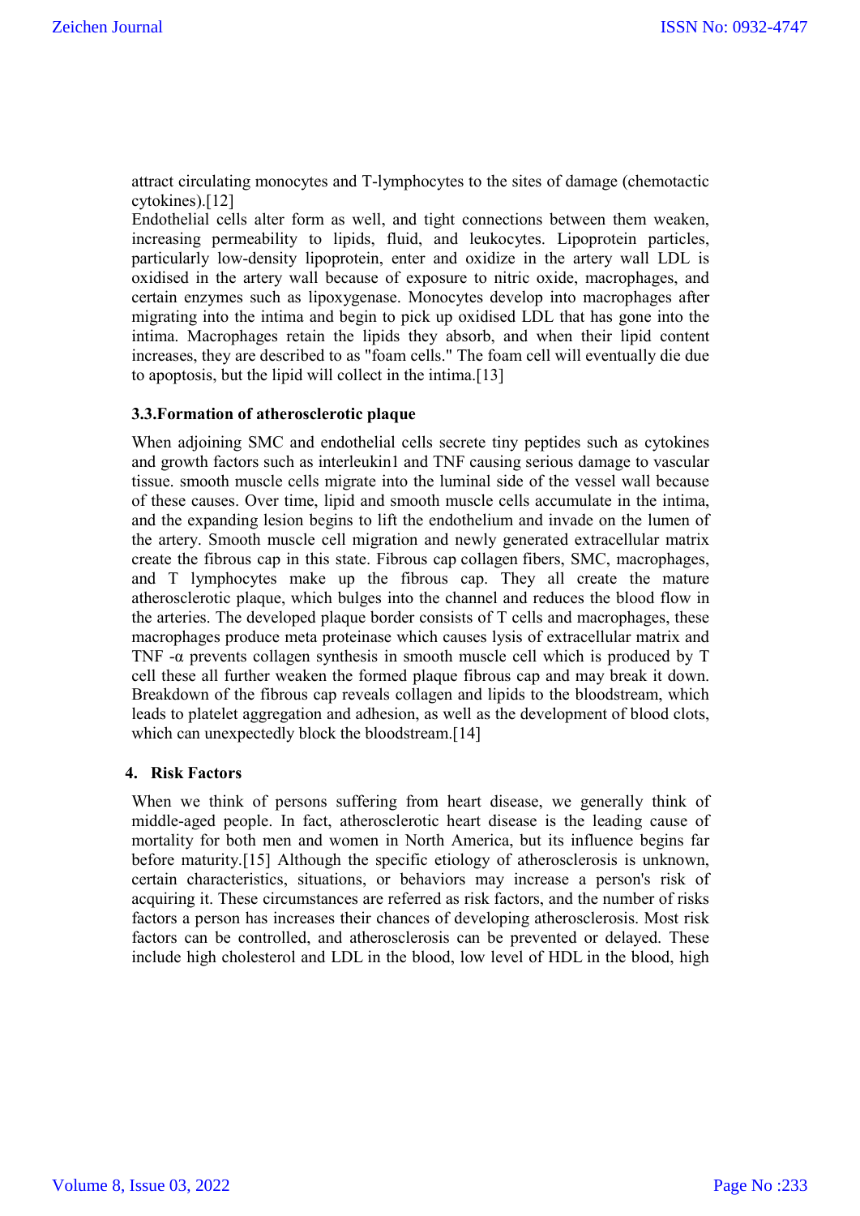attract circulating monocytes and T-lymphocytes to the sites of damage (chemotactic cytokines).[12]

Endothelial cells alter form as well, and tight connections between them weaken, increasing permeability to lipids, fluid, and leukocytes. Lipoprotein particles, particularly low-density lipoprotein, enter and oxidize in the artery wall LDL is oxidised in the artery wall because of exposure to nitric oxide, macrophages, and certain enzymes such as lipoxygenase. Monocytes develop into macrophages after migrating into the intima and begin to pick up oxidised LDL that has gone into the intima. Macrophages retain the lipids they absorb, and when their lipid content increases, they are described to as "foam cells." The foam cell will eventually die due to apoptosis, but the lipid will collect in the intima.[13]

### 3.3.Formation of atherosclerotic plaque

When adjoining SMC and endothelial cells secrete tiny peptides such as cytokines and growth factors such as interleukin1 and TNF causing serious damage to vascular tissue. smooth muscle cells migrate into the luminal side of the vessel wall because of these causes. Over time, lipid and smooth muscle cells accumulate in the intima, and the expanding lesion begins to lift the endothelium and invade on the lumen of the artery. Smooth muscle cell migration and newly generated extracellular matrix create the fibrous cap in this state. Fibrous cap collagen fibers, SMC, macrophages, and T lymphocytes make up the fibrous cap. They all create the mature atherosclerotic plaque, which bulges into the channel and reduces the blood flow in the arteries. The developed plaque border consists of T cells and macrophages, these macrophages produce meta proteinase which causes lysis of extracellular matrix and TNF -α prevents collagen synthesis in smooth muscle cell which is produced by T cell these all further weaken the formed plaque fibrous cap and may break it down. Breakdown of the fibrous cap reveals collagen and lipids to the bloodstream, which leads to platelet aggregation and adhesion, as well as the development of blood clots, which can unexpectedly block the bloodstream.[14]

## 4. Risk Factors

When we think of persons suffering from heart disease, we generally think of middle-aged people. In fact, atherosclerotic heart disease is the leading cause of mortality for both men and women in North America, but its influence begins far before maturity.[15] Although the specific etiology of atherosclerosis is unknown, certain characteristics, situations, or behaviors may increase a person's risk of acquiring it. These circumstances are referred as risk factors, and the number of risks factors a person has increases their chances of developing atherosclerosis. Most risk factors can be controlled, and atherosclerosis can be prevented or delayed. These include high cholesterol and LDL in the blood, low level of HDL in the blood, high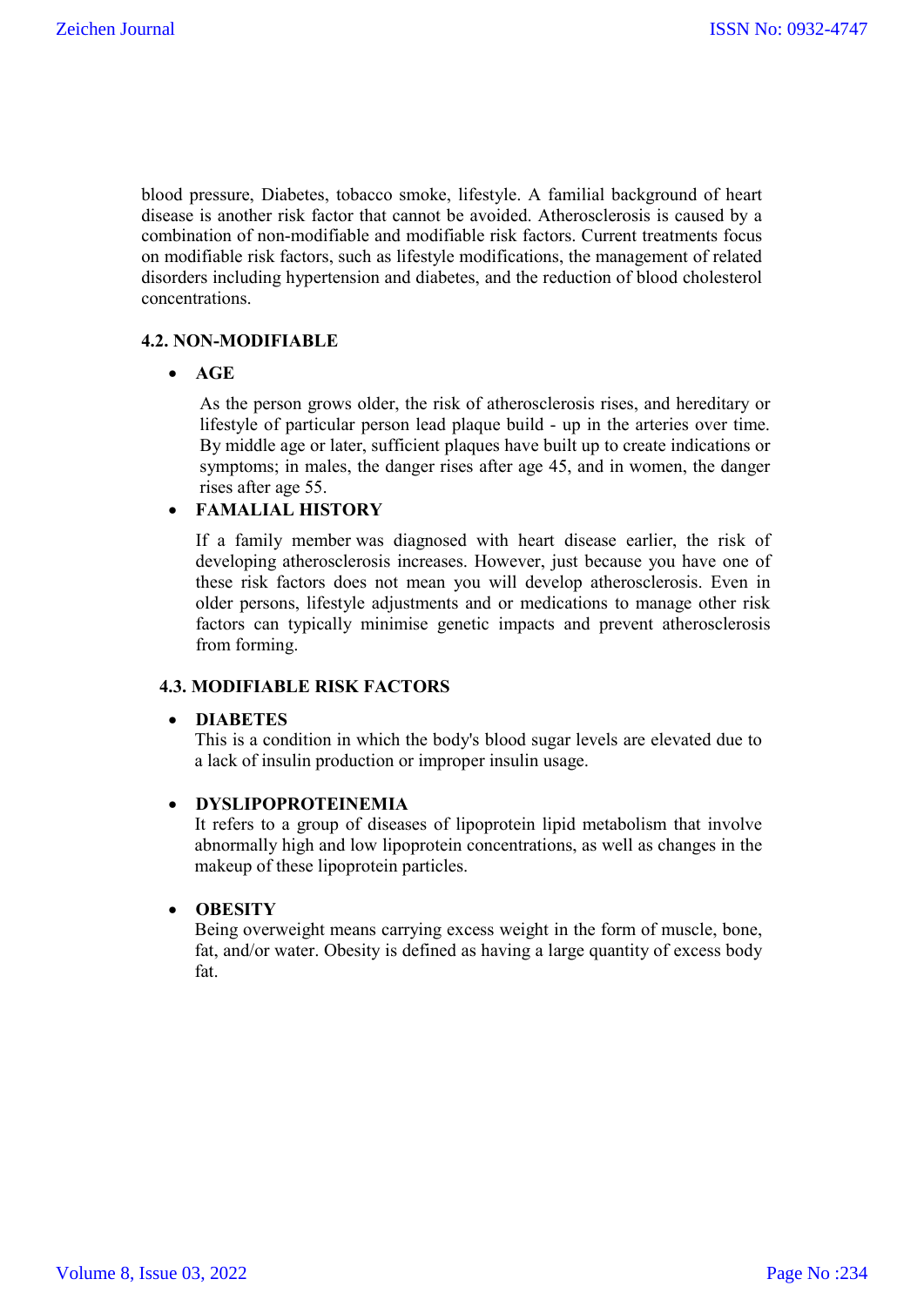blood pressure, Diabetes, tobacco smoke, lifestyle. A familial background of heart disease is another risk factor that cannot be avoided. Atherosclerosis is caused by a combination of non-modifiable and modifiable risk factors. Current treatments focus on modifiable risk factors, such as lifestyle modifications, the management of related disorders including hypertension and diabetes, and the reduction of blood cholesterol concentrations.

### 4.2. NON-MODIFIABLE

- **AGE**

  As the person grows older, the risk of atherosclerosis rises, and hereditary or lifestyle of particular person lead plaque build - up in the arteries over time. By middle age or later, sufficient plaques have built up to create indications or symptoms; in males, the danger rises after age 45, and in women, the danger rises after age 55.

- **FAMALIAL HISTORY**

  If a family member was diagnosed with heart disease earlier, the risk of developing atherosclerosis increases. However, just because you have one of these risk factors does not mean you will develop atherosclerosis. Even in older persons, lifestyle adjustments and or medications to manage other risk factors can typically minimise genetic impacts and prevent atherosclerosis from forming.

### 4.3. MODIFIABLE RISK FACTORS

- **DIABETES**

  This is a condition in which the body's blood sugar levels are elevated due to a lack of insulin production or improper insulin usage.

- **DYSLIPOPROTEINEMIA**

  It refers to a group of diseases of lipoprotein lipid metabolism that involve abnormally high and low lipoprotein concentrations, as well as changes in the makeup of these lipoprotein particles.

- **OBESITY**

  Being overweight means carrying excess weight in the form of muscle, bone, fat, and/or water. Obesity is defined as having a large quantity of excess body fat.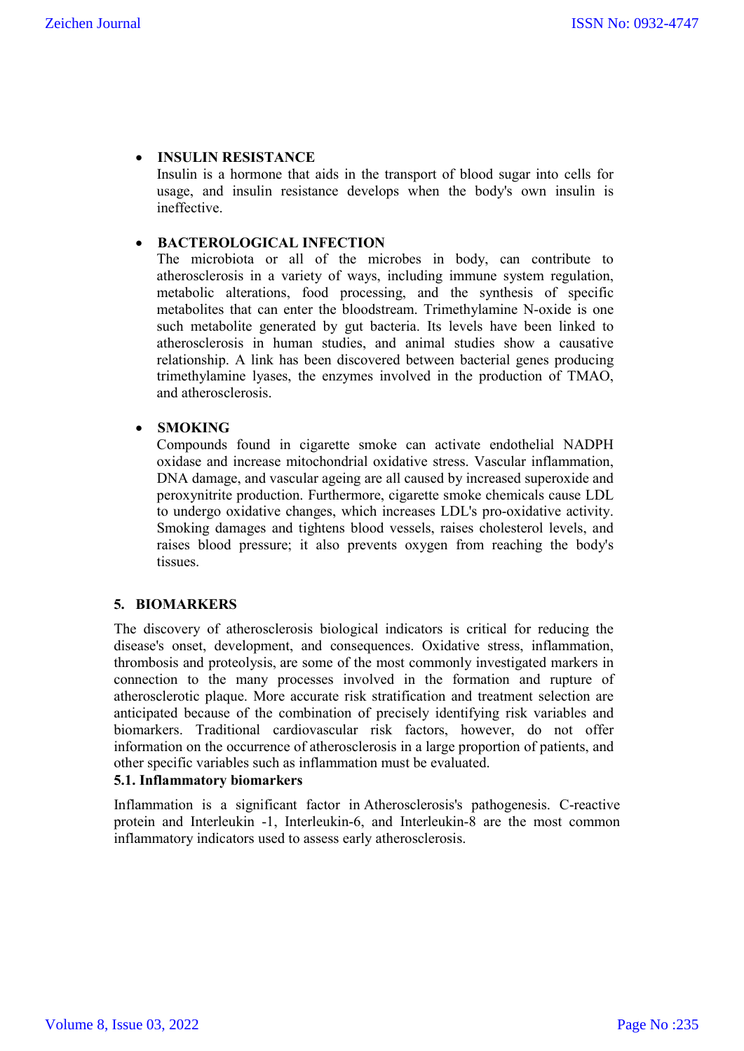- **INSULIN RESISTANCE**
  Insulin is a hormone that aids in the transport of blood sugar into cells for usage, and insulin resistance develops when the body's own insulin is ineffective.

- **BACTEROLOGICAL INFECTION**
  The microbiota or all of the microbes in body, can contribute to atherosclerosis in a variety of ways, including immune system regulation, metabolic alterations, food processing, and the synthesis of specific metabolites that can enter the bloodstream. Trimethylamine N-oxide is one such metabolite generated by gut bacteria. Its levels have been linked to atherosclerosis in human studies, and animal studies show a causative relationship. A link has been discovered between bacterial genes producing trimethylamine lyases, the enzymes involved in the production of TMAO, and atherosclerosis.

- **SMOKING**
  Compounds found in cigarette smoke can activate endothelial NADPH oxidase and increase mitochondrial oxidative stress. Vascular inflammation, DNA damage, and vascular ageing are all caused by increased superoxide and peroxynitrite production. Furthermore, cigarette smoke chemicals cause LDL to undergo oxidative changes, which increases LDL's pro-oxidative activity. Smoking damages and tightens blood vessels, raises cholesterol levels, and raises blood pressure; it also prevents oxygen from reaching the body's tissues.

## 5. BIOMARKERS

The discovery of atherosclerosis biological indicators is critical for reducing the disease's onset, development, and consequences. Oxidative stress, inflammation, thrombosis and proteolysis, are some of the most commonly investigated markers in connection to the many processes involved in the formation and rupture of atherosclerotic plaque. More accurate risk stratification and treatment selection are anticipated because of the combination of precisely identifying risk variables and biomarkers. Traditional cardiovascular risk factors, however, do not offer information on the occurrence of atherosclerosis in a large proportion of patients, and other specific variables such as inflammation must be evaluated.

### 5.1. Inflammatory biomarkers

Inflammation is a significant factor in Atherosclerosis's pathogenesis. C-reactive protein and Interleukin -1, Interleukin-6, and Interleukin-8 are the most common inflammatory indicators used to assess early atherosclerosis.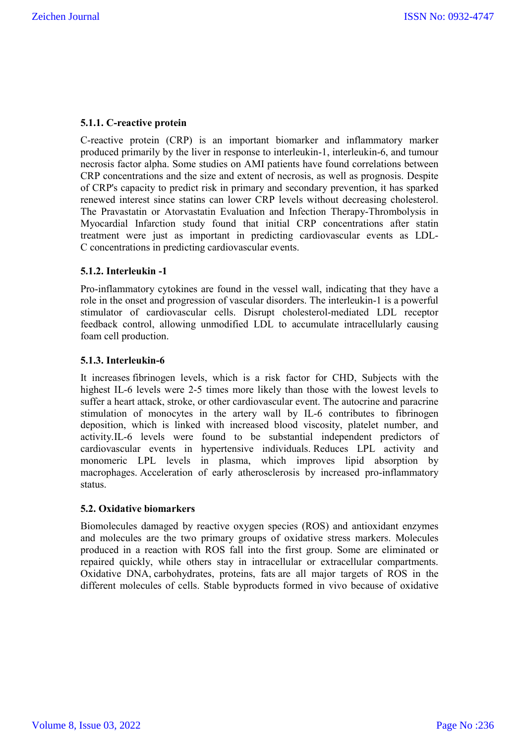#### 5.1.1. C-reactive protein

C-reactive protein (CRP) is an important biomarker and inflammatory marker produced primarily by the liver in response to interleukin-1, interleukin-6, and tumour necrosis factor alpha. Some studies on AMI patients have found correlations between CRP concentrations and the size and extent of necrosis, as well as prognosis. Despite of CRP's capacity to predict risk in primary and secondary prevention, it has sparked renewed interest since statins can lower CRP levels without decreasing cholesterol. The Pravastatin or Atorvastatin Evaluation and Infection Therapy-Thrombolysis in Myocardial Infarction study found that initial CRP concentrations after statin treatment were just as important in predicting cardiovascular events as LDL-C concentrations in predicting cardiovascular events.

#### 5.1.2. Interleukin -1

Pro-inflammatory cytokines are found in the vessel wall, indicating that they have a role in the onset and progression of vascular disorders. The interleukin-1 is a powerful stimulator of cardiovascular cells. Disrupt cholesterol-mediated LDL receptor feedback control, allowing unmodified LDL to accumulate intracellularly causing foam cell production.

#### 5.1.3. Interleukin-6

It increases fibrinogen levels, which is a risk factor for CHD, Subjects with the highest IL-6 levels were 2-5 times more likely than those with the lowest levels to suffer a heart attack, stroke, or other cardiovascular event. The autocrine and paracrine stimulation of monocytes in the artery wall by IL-6 contributes to fibrinogen deposition, which is linked with increased blood viscosity, platelet number, and activity.IL-6 levels were found to be substantial independent predictors of cardiovascular events in hypertensive individuals. Reduces LPL activity and monomeric LPL levels in plasma, which improves lipid absorption by macrophages. Acceleration of early atherosclerosis by increased pro-inflammatory status.

### 5.2. Oxidative biomarkers

Biomolecules damaged by reactive oxygen species (ROS) and antioxidant enzymes and molecules are the two primary groups of oxidative stress markers. Molecules produced in a reaction with ROS fall into the first group. Some are eliminated or repaired quickly, while others stay in intracellular or extracellular compartments. Oxidative DNA, carbohydrates, proteins, fats are all major targets of ROS in the different molecules of cells. Stable byproducts formed in vivo because of oxidative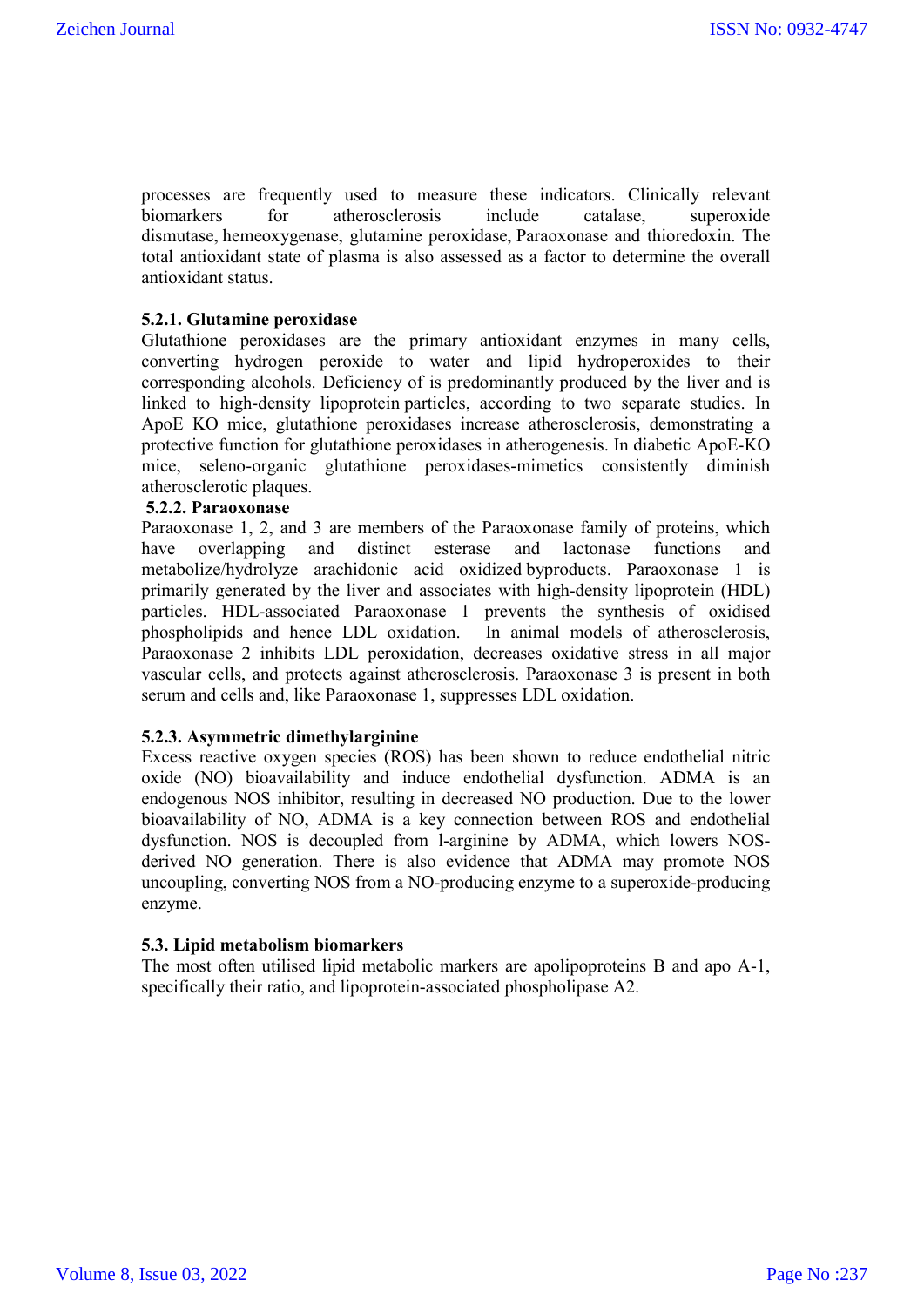processes are frequently used to measure these indicators. Clinically relevant biomarkers for atherosclerosis include catalase, superoxide dismutase, hemeoxygenase, glutamine peroxidase, Paraoxonase and thioredoxin. The total antioxidant state of plasma is also assessed as a factor to determine the overall antioxidant status.

### 5.2.1. Glutamine peroxidase

Glutathione peroxidases are the primary antioxidant enzymes in many cells, converting hydrogen peroxide to water and lipid hydroperoxides to their corresponding alcohols. Deficiency of is predominantly produced by the liver and is linked to high-density lipoprotein particles, according to two separate studies. In ApoE KO mice, glutathione peroxidases increase atherosclerosis, demonstrating a protective function for glutathione peroxidases in atherogenesis. In diabetic ApoE-KO mice, seleno-organic glutathione peroxidases-mimetics consistently diminish atherosclerotic plaques.

### 5.2.2. Paraoxonase

Paraoxonase 1, 2, and 3 are members of the Paraoxonase family of proteins, which have overlapping and distinct esterase and lactonase functions and metabolize/hydrolyze arachidonic acid oxidized byproducts. Paraoxonase 1 is primarily generated by the liver and associates with high-density lipoprotein (HDL) particles. HDL-associated Paraoxonase 1 prevents the synthesis of oxidised phospholipids and hence LDL oxidation. In animal models of atherosclerosis, Paraoxonase 2 inhibits LDL peroxidation, decreases oxidative stress in all major vascular cells, and protects against atherosclerosis. Paraoxonase 3 is present in both serum and cells and, like Paraoxonase 1, suppresses LDL oxidation.

### 5.2.3. Asymmetric dimethylarginine

Excess reactive oxygen species (ROS) has been shown to reduce endothelial nitric oxide (NO) bioavailability and induce endothelial dysfunction. ADMA is an endogenous NOS inhibitor, resulting in decreased NO production. Due to the lower bioavailability of NO, ADMA is a key connection between ROS and endothelial dysfunction. NOS is decoupled from l-arginine by ADMA, which lowers NOS-derived NO generation. There is also evidence that ADMA may promote NOS uncoupling, converting NOS from a NO-producing enzyme to a superoxide-producing enzyme.

## 5.3. Lipid metabolism biomarkers

The most often utilised lipid metabolic markers are apolipoproteins B and apo A-1, specifically their ratio, and lipoprotein-associated phospholipase A2.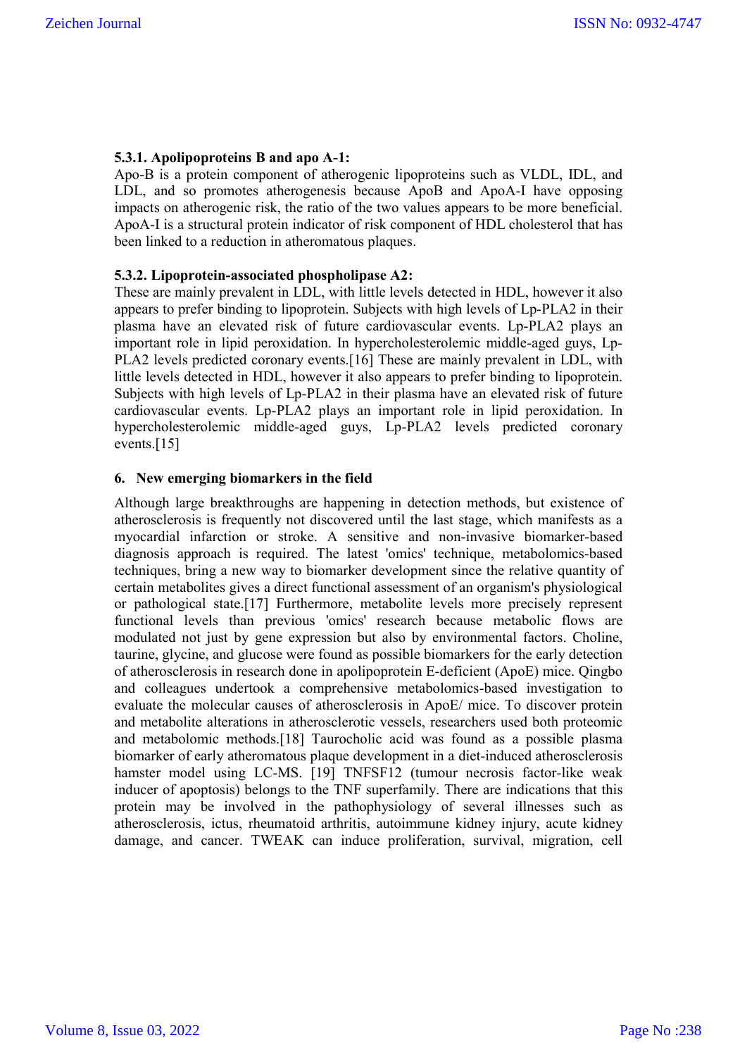### 5.3.1. Apolipoproteins B and apo A-1:

Apo-B is a protein component of atherogenic lipoproteins such as VLDL, IDL, and LDL, and so promotes atherogenesis because ApoB and ApoA-I have opposing impacts on atherogenic risk, the ratio of the two values appears to be more beneficial. ApoA-I is a structural protein indicator of risk component of HDL cholesterol that has been linked to a reduction in atheromatous plaques.

### 5.3.2. Lipoprotein-associated phospholipase A2:

These are mainly prevalent in LDL, with little levels detected in HDL, however it also appears to prefer binding to lipoprotein. Subjects with high levels of Lp-PLA2 in their plasma have an elevated risk of future cardiovascular events. Lp-PLA2 plays an important role in lipid peroxidation. In hypercholesterolemic middle-aged guys, Lp-PLA2 levels predicted coronary events.[16] These are mainly prevalent in LDL, with little levels detected in HDL, however it also appears to prefer binding to lipoprotein. Subjects with high levels of Lp-PLA2 in their plasma have an elevated risk of future cardiovascular events. Lp-PLA2 plays an important role in lipid peroxidation. In hypercholesterolemic middle-aged guys, Lp-PLA2 levels predicted coronary events.[15]

## 6. New emerging biomarkers in the field

Although large breakthroughs are happening in detection methods, but existence of atherosclerosis is frequently not discovered until the last stage, which manifests as a myocardial infarction or stroke. A sensitive and non-invasive biomarker-based diagnosis approach is required. The latest 'omics' technique, metabolomics-based techniques, bring a new way to biomarker development since the relative quantity of certain metabolites gives a direct functional assessment of an organism's physiological or pathological state.[17] Furthermore, metabolite levels more precisely represent functional levels than previous 'omics' research because metabolic flows are modulated not just by gene expression but also by environmental factors. Choline, taurine, glycine, and glucose were found as possible biomarkers for the early detection of atherosclerosis in research done in apolipoprotein E-deficient (ApoE) mice. Qingbo and colleagues undertook a comprehensive metabolomics-based investigation to evaluate the molecular causes of atherosclerosis in ApoE/ mice. To discover protein and metabolite alterations in atherosclerotic vessels, researchers used both proteomic and metabolomic methods.[18] Taurocholic acid was found as a possible plasma biomarker of early atheromatous plaque development in a diet-induced atherosclerosis hamster model using LC-MS. [19] TNFSF12 (tumour necrosis factor-like weak inducer of apoptosis) belongs to the TNF superfamily. There are indications that this protein may be involved in the pathophysiology of several illnesses such as atherosclerosis, ictus, rheumatoid arthritis, autoimmune kidney injury, acute kidney damage, and cancer. TWEAK can induce proliferation, survival, migration, cell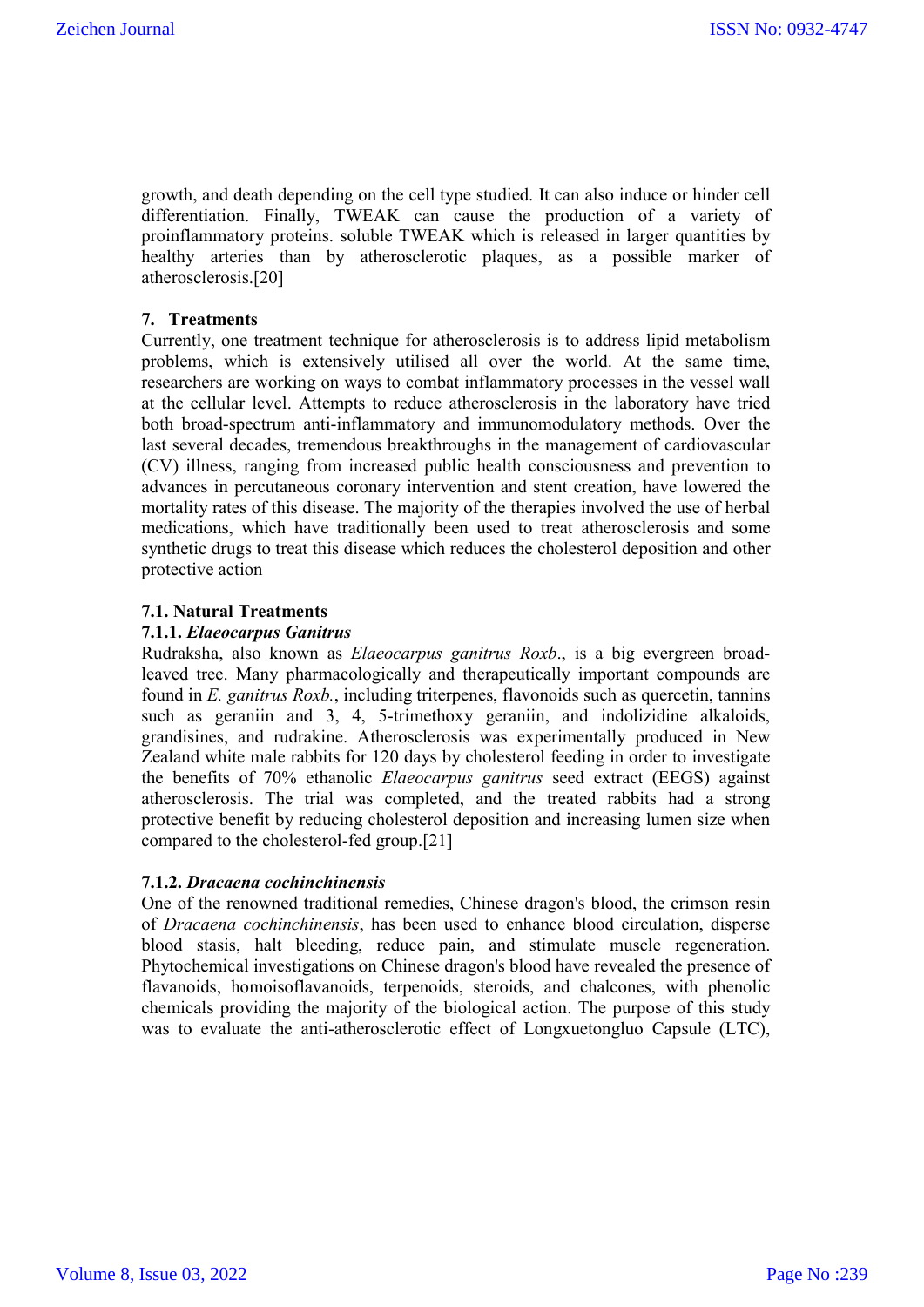growth, and death depending on the cell type studied. It can also induce or hinder cell differentiation. Finally, TWEAK can cause the production of a variety of proinflammatory proteins. soluble TWEAK which is released in larger quantities by healthy arteries than by atherosclerotic plaques, as a possible marker of atherosclerosis.[20]

## 7. Treatments

Currently, one treatment technique for atherosclerosis is to address lipid metabolism problems, which is extensively utilised all over the world. At the same time, researchers are working on ways to combat inflammatory processes in the vessel wall at the cellular level. Attempts to reduce atherosclerosis in the laboratory have tried both broad-spectrum anti-inflammatory and immunomodulatory methods. Over the last several decades, tremendous breakthroughs in the management of cardiovascular (CV) illness, ranging from increased public health consciousness and prevention to advances in percutaneous coronary intervention and stent creation, have lowered the mortality rates of this disease. The majority of the therapies involved the use of herbal medications, which have traditionally been used to treat atherosclerosis and some synthetic drugs to treat this disease which reduces the cholesterol deposition and other protective action

### 7.1. Natural Treatments

#### 7.1.1. *Elaeocarpus Ganitrus*

Rudraksha, also known as *Elaeocarpus ganitrus Roxb*., is a big evergreen broad-leaved tree. Many pharmacologically and therapeutically important compounds are found in *E. ganitrus Roxb.*, including triterpenes, flavonoids such as quercetin, tannins such as geraniin and 3, 4, 5-trimethoxy geraniin, and indolizidine alkaloids, grandisines, and rudrakine. Atherosclerosis was experimentally produced in New Zealand white male rabbits for 120 days by cholesterol feeding in order to investigate the benefits of 70% ethanolic *Elaeocarpus ganitrus* seed extract (EEGS) against atherosclerosis. The trial was completed, and the treated rabbits had a strong protective benefit by reducing cholesterol deposition and increasing lumen size when compared to the cholesterol-fed group.[21]

#### 7.1.2. *Dracaena cochinchinensis*

One of the renowned traditional remedies, Chinese dragon's blood, the crimson resin of *Dracaena cochinchinensis*, has been used to enhance blood circulation, disperse blood stasis, halt bleeding, reduce pain, and stimulate muscle regeneration. Phytochemical investigations on Chinese dragon's blood have revealed the presence of flavanoids, homoisoflavanoids, terpenoids, steroids, and chalcones, with phenolic chemicals providing the majority of the biological action. The purpose of this study was to evaluate the anti-atherosclerotic effect of Longxuetongluo Capsule (LTC),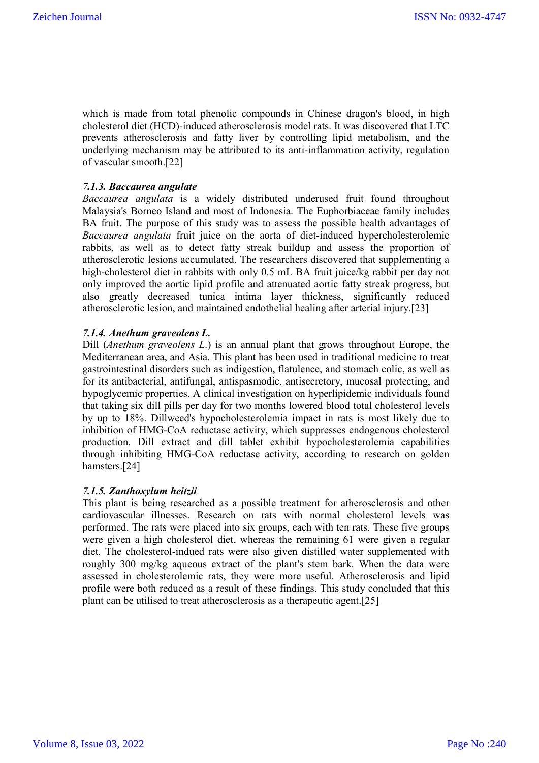which is made from total phenolic compounds in Chinese dragon's blood, in high cholesterol diet (HCD)-induced atherosclerosis model rats. It was discovered that LTC prevents atherosclerosis and fatty liver by controlling lipid metabolism, and the underlying mechanism may be attributed to its anti-inflammation activity, regulation of vascular smooth.[22]

#### *7.1.3. Baccaurea angulate*

*Baccaurea angulata* is a widely distributed underused fruit found throughout Malaysia's Borneo Island and most of Indonesia. The Euphorbiaceae family includes BA fruit. The purpose of this study was to assess the possible health advantages of *Baccaurea angulata* fruit juice on the aorta of diet-induced hypercholesterolemic rabbits, as well as to detect fatty streak buildup and assess the proportion of atherosclerotic lesions accumulated. The researchers discovered that supplementing a high-cholesterol diet in rabbits with only 0.5 mL BA fruit juice/kg rabbit per day not only improved the aortic lipid profile and attenuated aortic fatty streak progress, but also greatly decreased tunica intima layer thickness, significantly reduced atherosclerotic lesion, and maintained endothelial healing after arterial injury.[23]

#### *7.1.4. Anethum graveolens L.*

Dill (*Anethum graveolens L.*) is an annual plant that grows throughout Europe, the Mediterranean area, and Asia. This plant has been used in traditional medicine to treat gastrointestinal disorders such as indigestion, flatulence, and stomach colic, as well as for its antibacterial, antifungal, antispasmodic, antisecretory, mucosal protecting, and hypoglycemic properties. A clinical investigation on hyperlipidemic individuals found that taking six dill pills per day for two months lowered blood total cholesterol levels by up to 18%. Dillweed's hypocholesterolemia impact in rats is most likely due to inhibition of HMG-CoA reductase activity, which suppresses endogenous cholesterol production. Dill extract and dill tablet exhibit hypocholesterolemia capabilities through inhibiting HMG-CoA reductase activity, according to research on golden hamsters.[24]

#### *7.1.5. Zanthoxylum heitzii*

This plant is being researched as a possible treatment for atherosclerosis and other cardiovascular illnesses. Research on rats with normal cholesterol levels was performed. The rats were placed into six groups, each with ten rats. These five groups were given a high cholesterol diet, whereas the remaining 61 were given a regular diet. The cholesterol-indued rats were also given distilled water supplemented with roughly 300 mg/kg aqueous extract of the plant's stem bark. When the data were assessed in cholesterolemic rats, they were more useful. Atherosclerosis and lipid profile were both reduced as a result of these findings. This study concluded that this plant can be utilised to treat atherosclerosis as a therapeutic agent.[25]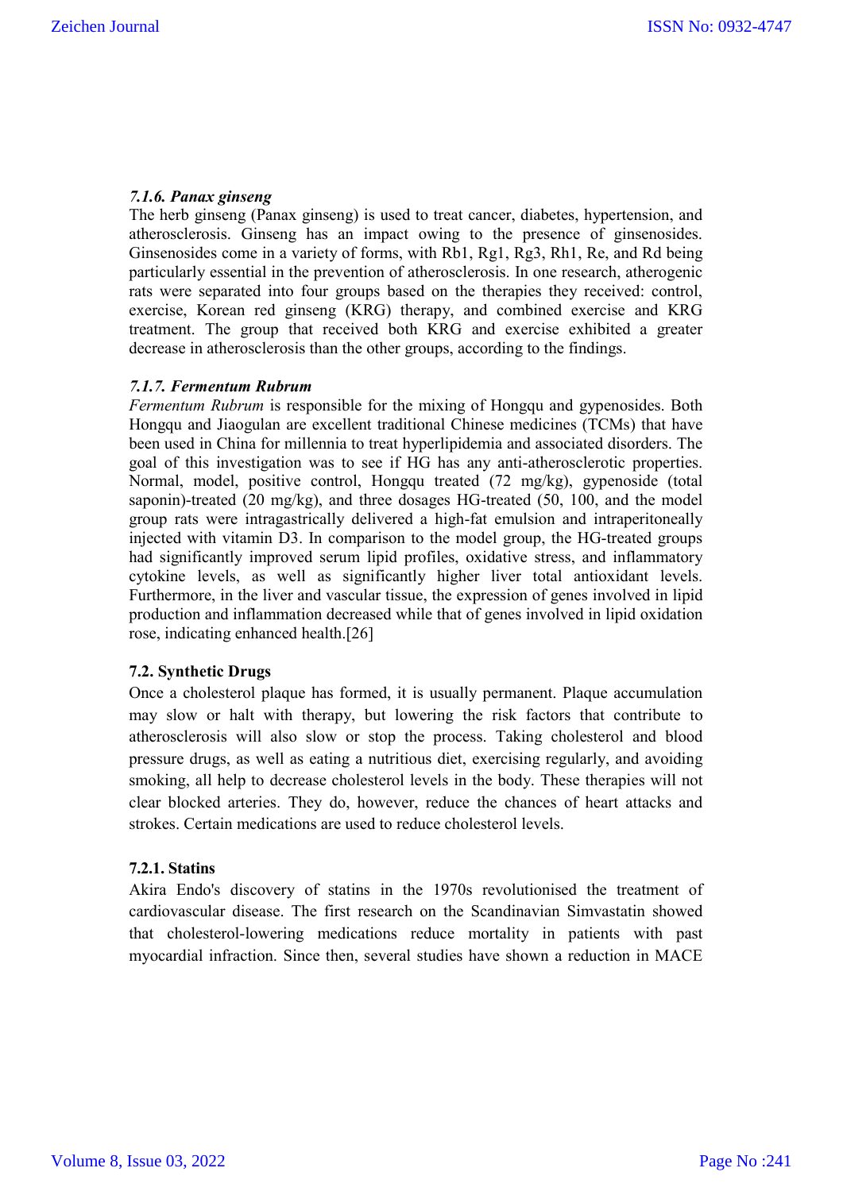#### *7.1.6. Panax ginseng*

The herb ginseng (Panax ginseng) is used to treat cancer, diabetes, hypertension, and atherosclerosis. Ginseng has an impact owing to the presence of ginsenosides. Ginsenosides come in a variety of forms, with Rb1, Rg1, Rg3, Rh1, Re, and Rd being particularly essential in the prevention of atherosclerosis. In one research, atherogenic rats were separated into four groups based on the therapies they received: control, exercise, Korean red ginseng (KRG) therapy, and combined exercise and KRG treatment. The group that received both KRG and exercise exhibited a greater decrease in atherosclerosis than the other groups, according to the findings.

#### *7.1.7. Fermentum Rubrum*

*Fermentum Rubrum* is responsible for the mixing of Hongqu and gypenosides. Both Hongqu and Jiaogulan are excellent traditional Chinese medicines (TCMs) that have been used in China for millennia to treat hyperlipidemia and associated disorders. The goal of this investigation was to see if HG has any anti-atherosclerotic properties. Normal, model, positive control, Hongqu treated (72 mg/kg), gypenoside (total saponin)-treated (20 mg/kg), and three dosages HG-treated (50, 100, and the model group rats were intragastrically delivered a high-fat emulsion and intraperitoneally injected with vitamin D3. In comparison to the model group, the HG-treated groups had significantly improved serum lipid profiles, oxidative stress, and inflammatory cytokine levels, as well as significantly higher liver total antioxidant levels. Furthermore, in the liver and vascular tissue, the expression of genes involved in lipid production and inflammation decreased while that of genes involved in lipid oxidation rose, indicating enhanced health.[26]

### 7.2. Synthetic Drugs

Once a cholesterol plaque has formed, it is usually permanent. Plaque accumulation may slow or halt with therapy, but lowering the risk factors that contribute to atherosclerosis will also slow or stop the process. Taking cholesterol and blood pressure drugs, as well as eating a nutritious diet, exercising regularly, and avoiding smoking, all help to decrease cholesterol levels in the body. These therapies will not clear blocked arteries. They do, however, reduce the chances of heart attacks and strokes. Certain medications are used to reduce cholesterol levels.

#### 7.2.1. Statins

Akira Endo's discovery of statins in the 1970s revolutionised the treatment of cardiovascular disease. The first research on the Scandinavian Simvastatin showed that cholesterol-lowering medications reduce mortality in patients with past myocardial infraction. Since then, several studies have shown a reduction in MACE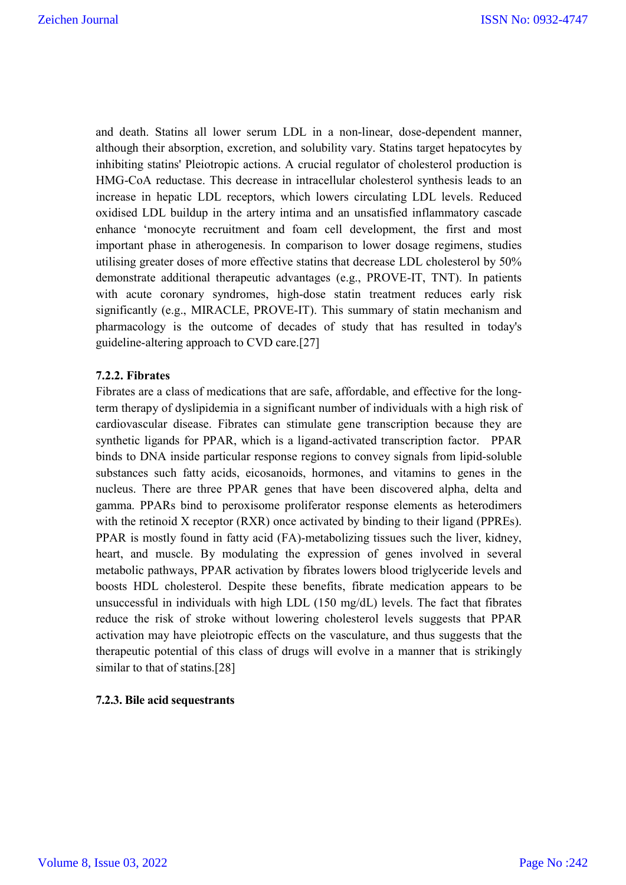and death. Statins all lower serum LDL in a non-linear, dose-dependent manner, although their absorption, excretion, and solubility vary. Statins target hepatocytes by inhibiting statins' Pleiotropic actions. A crucial regulator of cholesterol production is HMG-CoA reductase. This decrease in intracellular cholesterol synthesis leads to an increase in hepatic LDL receptors, which lowers circulating LDL levels. Reduced oxidised LDL buildup in the artery intima and an unsatisfied inflammatory cascade enhance 'monocyte recruitment and foam cell development, the first and most important phase in atherogenesis. In comparison to lower dosage regimens, studies utilising greater doses of more effective statins that decrease LDL cholesterol by 50% demonstrate additional therapeutic advantages (e.g., PROVE-IT, TNT). In patients with acute coronary syndromes, high-dose statin treatment reduces early risk significantly (e.g., MIRACLE, PROVE-IT). This summary of statin mechanism and pharmacology is the outcome of decades of study that has resulted in today's guideline-altering approach to CVD care.[27]

#### 7.2.2. Fibrates

Fibrates are a class of medications that are safe, affordable, and effective for the long-term therapy of dyslipidemia in a significant number of individuals with a high risk of cardiovascular disease. Fibrates can stimulate gene transcription because they are synthetic ligands for PPAR, which is a ligand-activated transcription factor. PPAR binds to DNA inside particular response regions to convey signals from lipid-soluble substances such fatty acids, eicosanoids, hormones, and vitamins to genes in the nucleus. There are three PPAR genes that have been discovered alpha, delta and gamma. PPARs bind to peroxisome proliferator response elements as heterodimers with the retinoid X receptor (RXR) once activated by binding to their ligand (PPREs). PPAR is mostly found in fatty acid (FA)-metabolizing tissues such the liver, kidney, heart, and muscle. By modulating the expression of genes involved in several metabolic pathways, PPAR activation by fibrates lowers blood triglyceride levels and boosts HDL cholesterol. Despite these benefits, fibrate medication appears to be unsuccessful in individuals with high LDL (150 mg/dL) levels. The fact that fibrates reduce the risk of stroke without lowering cholesterol levels suggests that PPAR activation may have pleiotropic effects on the vasculature, and thus suggests that the therapeutic potential of this class of drugs will evolve in a manner that is strikingly similar to that of statins.[28]

#### 7.2.3. Bile acid sequestrants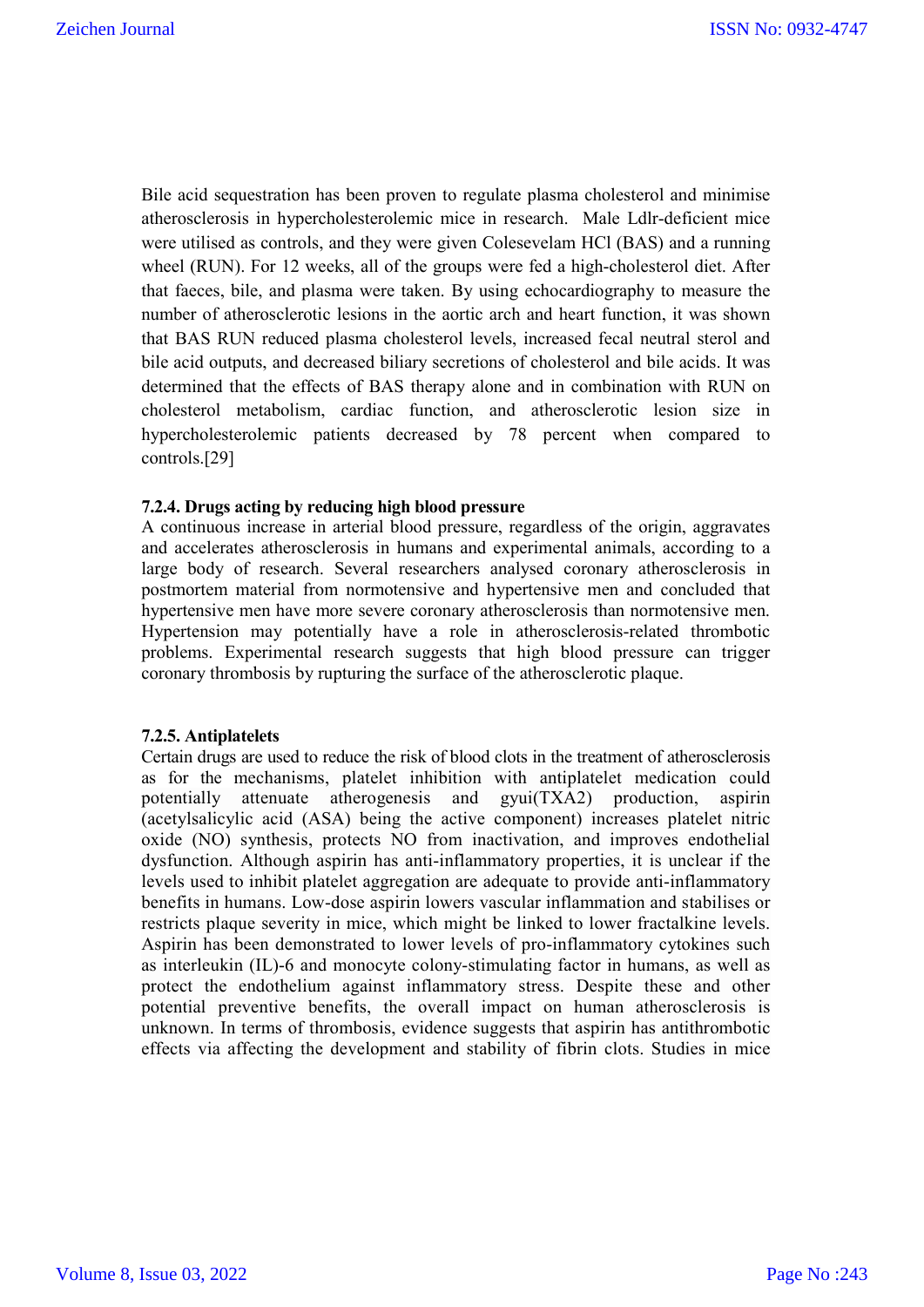Bile acid sequestration has been proven to regulate plasma cholesterol and minimise atherosclerosis in hypercholesterolemic mice in research. Male Ldlr-deficient mice were utilised as controls, and they were given Colesevelam HCl (BAS) and a running wheel (RUN). For 12 weeks, all of the groups were fed a high-cholesterol diet. After that faeces, bile, and plasma were taken. By using echocardiography to measure the number of atherosclerotic lesions in the aortic arch and heart function, it was shown that BAS RUN reduced plasma cholesterol levels, increased fecal neutral sterol and bile acid outputs, and decreased biliary secretions of cholesterol and bile acids. It was determined that the effects of BAS therapy alone and in combination with RUN on cholesterol metabolism, cardiac function, and atherosclerotic lesion size in hypercholesterolemic patients decreased by 78 percent when compared to controls.[29]

#### 7.2.4. Drugs acting by reducing high blood pressure

A continuous increase in arterial blood pressure, regardless of the origin, aggravates and accelerates atherosclerosis in humans and experimental animals, according to a large body of research. Several researchers analysed coronary atherosclerosis in postmortem material from normotensive and hypertensive men and concluded that hypertensive men have more severe coronary atherosclerosis than normotensive men. Hypertension may potentially have a role in atherosclerosis-related thrombotic problems. Experimental research suggests that high blood pressure can trigger coronary thrombosis by rupturing the surface of the atherosclerotic plaque.

#### 7.2.5. Antiplatelets

Certain drugs are used to reduce the risk of blood clots in the treatment of atherosclerosis as for the mechanisms, platelet inhibition with antiplatelet medication could potentially attenuate atherogenesis and gyui(TXA2) production, aspirin (acetylsalicylic acid (ASA) being the active component) increases platelet nitric oxide (NO) synthesis, protects NO from inactivation, and improves endothelial dysfunction. Although aspirin has anti-inflammatory properties, it is unclear if the levels used to inhibit platelet aggregation are adequate to provide anti-inflammatory benefits in humans. Low-dose aspirin lowers vascular inflammation and stabilises or restricts plaque severity in mice, which might be linked to lower fractalkine levels. Aspirin has been demonstrated to lower levels of pro-inflammatory cytokines such as interleukin (IL)-6 and monocyte colony-stimulating factor in humans, as well as protect the endothelium against inflammatory stress. Despite these and other potential preventive benefits, the overall impact on human atherosclerosis is unknown. In terms of thrombosis, evidence suggests that aspirin has antithrombotic effects via affecting the development and stability of fibrin clots. Studies in mice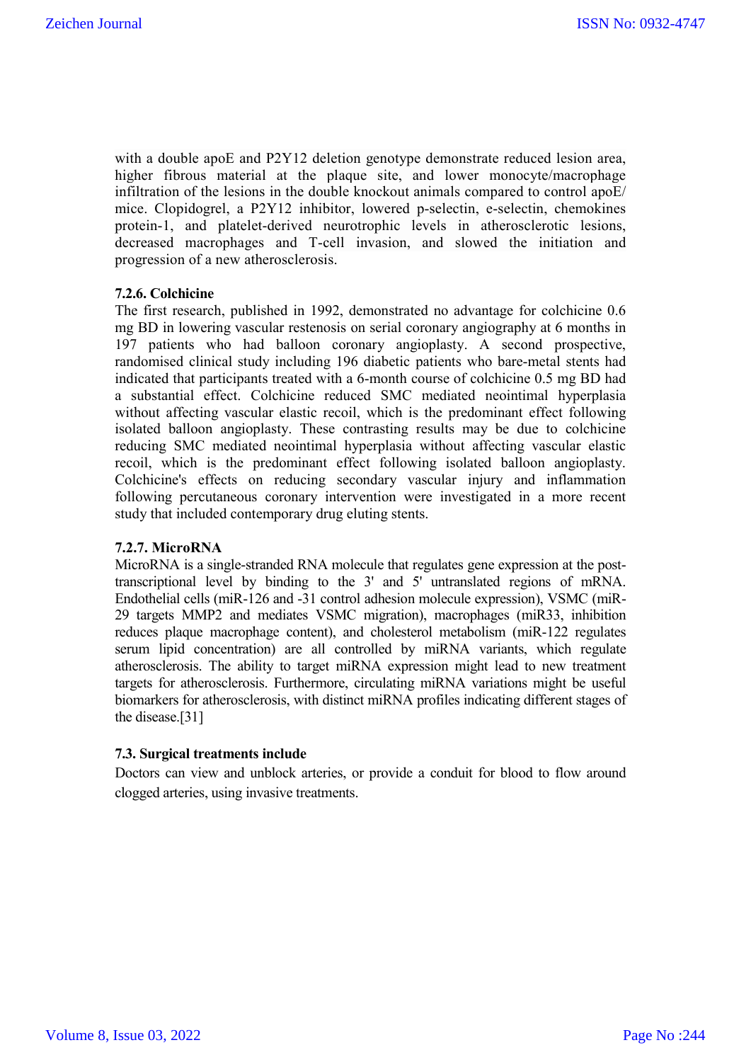with a double apoE and P2Y12 deletion genotype demonstrate reduced lesion area, higher fibrous material at the plaque site, and lower monocyte/macrophage infiltration of the lesions in the double knockout animals compared to control apoE/ mice. Clopidogrel, a P2Y12 inhibitor, lowered p-selectin, e-selectin, chemokines protein-1, and platelet-derived neurotrophic levels in atherosclerotic lesions, decreased macrophages and T-cell invasion, and slowed the initiation and progression of a new atherosclerosis.

#### 7.2.6. Colchicine

The first research, published in 1992, demonstrated no advantage for colchicine 0.6 mg BD in lowering vascular restenosis on serial coronary angiography at 6 months in 197 patients who had balloon coronary angioplasty. A second prospective, randomised clinical study including 196 diabetic patients who bare-metal stents had indicated that participants treated with a 6-month course of colchicine 0.5 mg BD had a substantial effect. Colchicine reduced SMC mediated neointimal hyperplasia without affecting vascular elastic recoil, which is the predominant effect following isolated balloon angioplasty. These contrasting results may be due to colchicine reducing SMC mediated neointimal hyperplasia without affecting vascular elastic recoil, which is the predominant effect following isolated balloon angioplasty. Colchicine's effects on reducing secondary vascular injury and inflammation following percutaneous coronary intervention were investigated in a more recent study that included contemporary drug eluting stents.

#### 7.2.7. MicroRNA

MicroRNA is a single-stranded RNA molecule that regulates gene expression at the post-transcriptional level by binding to the 3' and 5' untranslated regions of mRNA. Endothelial cells (miR-126 and -31 control adhesion molecule expression), VSMC (miR-29 targets MMP2 and mediates VSMC migration), macrophages (miR33, inhibition reduces plaque macrophage content), and cholesterol metabolism (miR-122 regulates serum lipid concentration) are all controlled by miRNA variants, which regulate atherosclerosis. The ability to target miRNA expression might lead to new treatment targets for atherosclerosis. Furthermore, circulating miRNA variations might be useful biomarkers for atherosclerosis, with distinct miRNA profiles indicating different stages of the disease.[31]

### 7.3. Surgical treatments include

Doctors can view and unblock arteries, or provide a conduit for blood to flow around clogged arteries, using invasive treatments.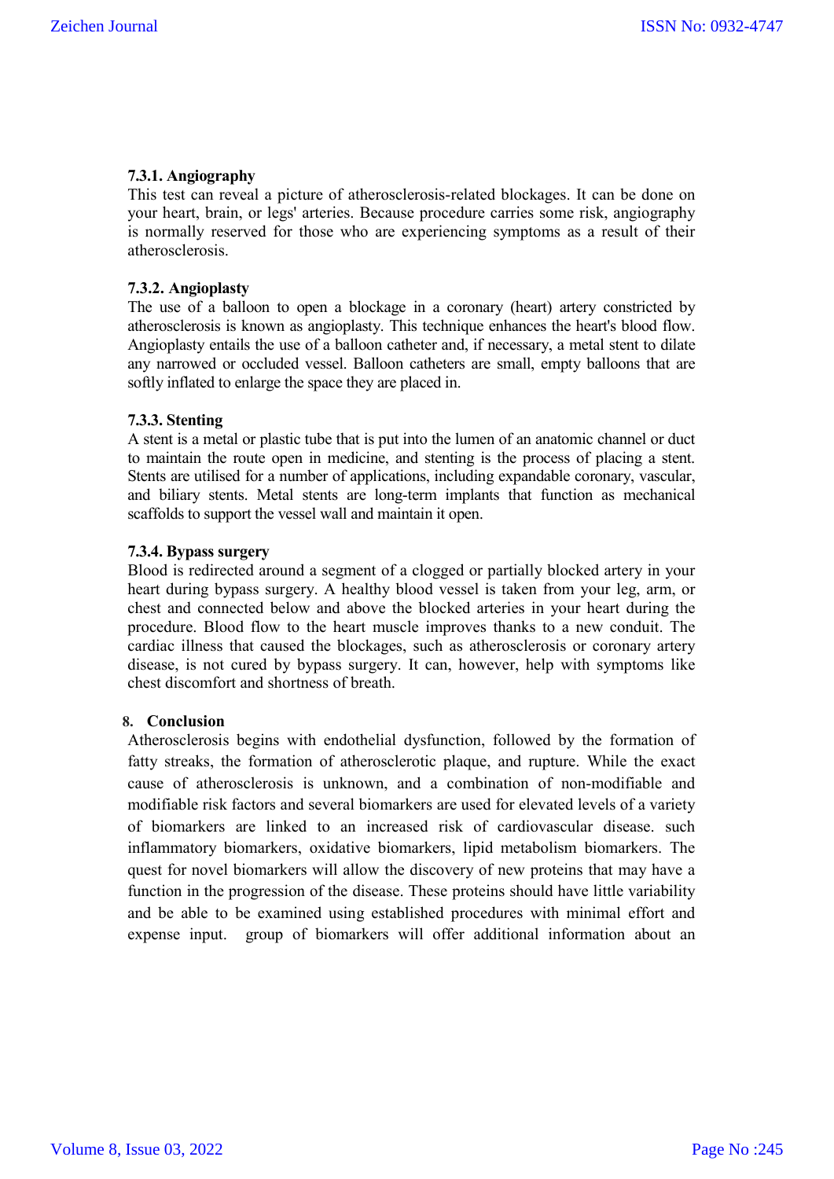#### 7.3.1. Angiography

This test can reveal a picture of atherosclerosis-related blockages. It can be done on your heart, brain, or legs' arteries. Because procedure carries some risk, angiography is normally reserved for those who are experiencing symptoms as a result of their atherosclerosis.

#### 7.3.2. Angioplasty

The use of a balloon to open a blockage in a coronary (heart) artery constricted by atherosclerosis is known as angioplasty. This technique enhances the heart's blood flow. Angioplasty entails the use of a balloon catheter and, if necessary, a metal stent to dilate any narrowed or occluded vessel. Balloon catheters are small, empty balloons that are softly inflated to enlarge the space they are placed in.

#### 7.3.3. Stenting

A stent is a metal or plastic tube that is put into the lumen of an anatomic channel or duct to maintain the route open in medicine, and stenting is the process of placing a stent. Stents are utilised for a number of applications, including expandable coronary, vascular, and biliary stents. Metal stents are long-term implants that function as mechanical scaffolds to support the vessel wall and maintain it open.

#### 7.3.4. Bypass surgery

Blood is redirected around a segment of a clogged or partially blocked artery in your heart during bypass surgery. A healthy blood vessel is taken from your leg, arm, or chest and connected below and above the blocked arteries in your heart during the procedure. Blood flow to the heart muscle improves thanks to a new conduit. The cardiac illness that caused the blockages, such as atherosclerosis or coronary artery disease, is not cured by bypass surgery. It can, however, help with symptoms like chest discomfort and shortness of breath.

## 8. Conclusion

Atherosclerosis begins with endothelial dysfunction, followed by the formation of fatty streaks, the formation of atherosclerotic plaque, and rupture. While the exact cause of atherosclerosis is unknown, and a combination of non-modifiable and modifiable risk factors and several biomarkers are used for elevated levels of a variety of biomarkers are linked to an increased risk of cardiovascular disease. such inflammatory biomarkers, oxidative biomarkers, lipid metabolism biomarkers. The quest for novel biomarkers will allow the discovery of new proteins that may have a function in the progression of the disease. These proteins should have little variability and be able to be examined using established procedures with minimal effort and expense input.  group of biomarkers will offer additional information about an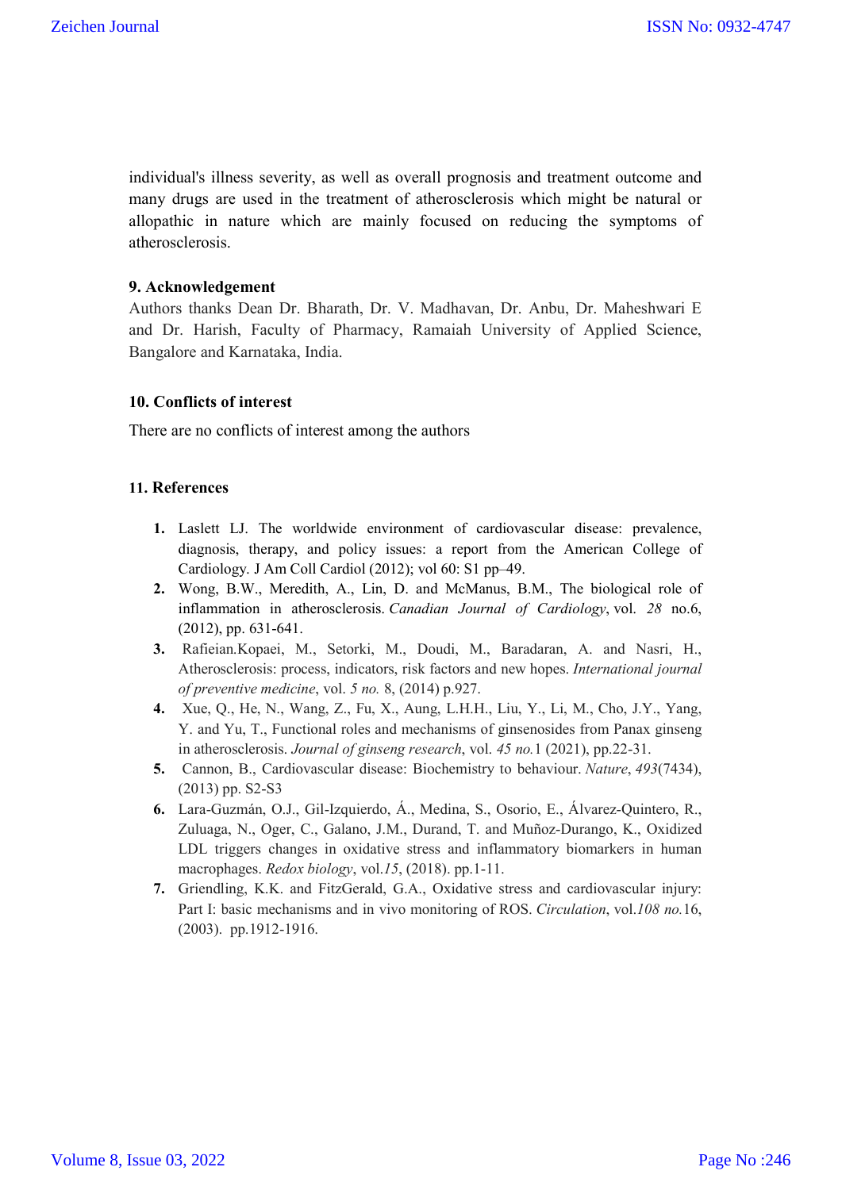individual's illness severity, as well as overall prognosis and treatment outcome and many drugs are used in the treatment of atherosclerosis which might be natural or allopathic in nature which are mainly focused on reducing the symptoms of atherosclerosis.

## 9. Acknowledgement

Authors thanks Dean Dr. Bharath, Dr. V. Madhavan, Dr. Anbu, Dr. Maheshwari E and Dr. Harish, Faculty of Pharmacy, Ramaiah University of Applied Science, Bangalore and Karnataka, India.

## 10. Conflicts of interest

There are no conflicts of interest among the authors

## 11. References

1. Laslett LJ. The worldwide environment of cardiovascular disease: prevalence, diagnosis, therapy, and policy issues: a report from the American College of Cardiology. J Am Coll Cardiol (2012); vol 60: S1 pp–49.
2. Wong, B.W., Meredith, A., Lin, D. and McManus, B.M., The biological role of inflammation in atherosclerosis. *Canadian Journal of Cardiology*, vol. *28* no.6, (2012), pp. 631-641.
3. Rafieian.Kopaei, M., Setorki, M., Doudi, M., Baradaran, A. and Nasri, H., Atherosclerosis: process, indicators, risk factors and new hopes. *International journal of preventive medicine*, vol. *5 no.* 8, (2014) p.927.
4. Xue, Q., He, N., Wang, Z., Fu, X., Aung, L.H.H., Liu, Y., Li, M., Cho, J.Y., Yang, Y. and Yu, T., Functional roles and mechanisms of ginsenosides from Panax ginseng in atherosclerosis. *Journal of ginseng research*, vol. *45 no.*1 (2021), pp.22-31.
5. Cannon, B., Cardiovascular disease: Biochemistry to behaviour. *Nature*, *493*(7434), (2013) pp. S2-S3
6. Lara-Guzmán, O.J., Gil-Izquierdo, Á., Medina, S., Osorio, E., Álvarez-Quintero, R., Zuluaga, N., Oger, C., Galano, J.M., Durand, T. and Muñoz-Durango, K., Oxidized LDL triggers changes in oxidative stress and inflammatory biomarkers in human macrophages. *Redox biology*, vol.*15*, (2018). pp.1-11.
7. Griendling, K.K. and FitzGerald, G.A., Oxidative stress and cardiovascular injury: Part I: basic mechanisms and in vivo monitoring of ROS. *Circulation*, vol.*108 no.*16, (2003). pp.1912-1916.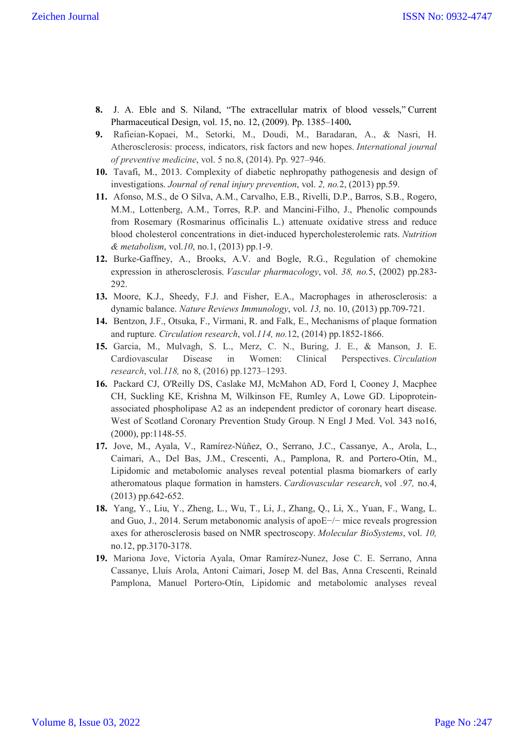8. J. A. Eble and S. Niland, "The extracellular matrix of blood vessels," Current Pharmaceutical Design, vol. 15, no. 12, (2009). Pp. 1385–1400**.**
9. Rafieian-Kopaei, M., Setorki, M., Doudi, M., Baradaran, A., & Nasri, H. Atherosclerosis: process, indicators, risk factors and new hopes. *International journal of preventive medicine*, vol. 5 no.8, (2014). Pp. 927–946.
10. Tavafi, M., 2013. Complexity of diabetic nephropathy pathogenesis and design of investigations. *Journal of renal injury prevention*, vol. *2, no.*2, (2013) pp.59.
11. Afonso, M.S., de O Silva, A.M., Carvalho, E.B., Rivelli, D.P., Barros, S.B., Rogero, M.M., Lottenberg, A.M., Torres, R.P. and Mancini-Filho, J., Phenolic compounds from Rosemary (Rosmarinus officinalis L.) attenuate oxidative stress and reduce blood cholesterol concentrations in diet-induced hypercholesterolemic rats. *Nutrition & metabolism*, vol.*10*, no.1, (2013) pp.1-9.
12. Burke-Gaffney, A., Brooks, A.V. and Bogle, R.G., Regulation of chemokine expression in atherosclerosis. *Vascular pharmacology*, vol. *38, no.*5, (2002) pp.283-292.
13. Moore, K.J., Sheedy, F.J. and Fisher, E.A., Macrophages in atherosclerosis: a dynamic balance. *Nature Reviews Immunology*, vol. *13,* no. 10, (2013) pp.709-721.
14. Bentzon, J.F., Otsuka, F., Virmani, R. and Falk, E., Mechanisms of plaque formation and rupture. *Circulation research*, vol.*114, no.*12, (2014) pp.1852-1866.
15. Garcia, M., Mulvagh, S. L., Merz, C. N., Buring, J. E., & Manson, J. E. Cardiovascular Disease in Women: Clinical Perspectives. *Circulation research*, vol.*118,* no 8, (2016) pp.1273–1293.
16. Packard CJ, O'Reilly DS, Caslake MJ, McMahon AD, Ford I, Cooney J, Macphee CH, Suckling KE, Krishna M, Wilkinson FE, Rumley A, Lowe GD. Lipoprotein-associated phospholipase A2 as an independent predictor of coronary heart disease. West of Scotland Coronary Prevention Study Group. N Engl J Med. Vol. 343 no16, (2000), pp:1148-55.
17. Jove, M., Ayala, V., Ramírez-Núñez, O., Serrano, J.C., Cassanye, A., Arola, L., Caimari, A., Del Bas, J.M., Crescenti, A., Pamplona, R. and Portero-Otín, M., Lipidomic and metabolomic analyses reveal potential plasma biomarkers of early atheromatous plaque formation in hamsters. *Cardiovascular research*, vol *.97,* no.4, (2013) pp.642-652.
18. Yang, Y., Liu, Y., Zheng, L., Wu, T., Li, J., Zhang, Q., Li, X., Yuan, F., Wang, L. and Guo, J., 2014. Serum metabonomic analysis of apoE−/− mice reveals progression axes for atherosclerosis based on NMR spectroscopy. *Molecular BioSystems*, vol. *10,* no.12, pp.3170-3178.
19. Mariona Jove, Victoria Ayala, Omar Ramírez-Nunez, Jose C. E. Serrano, Anna Cassanye, Lluís Arola, Antoni Caimari, Josep M. del Bas, Anna Crescenti, Reinald Pamplona, Manuel Portero-Otín, Lipidomic and metabolomic analyses reveal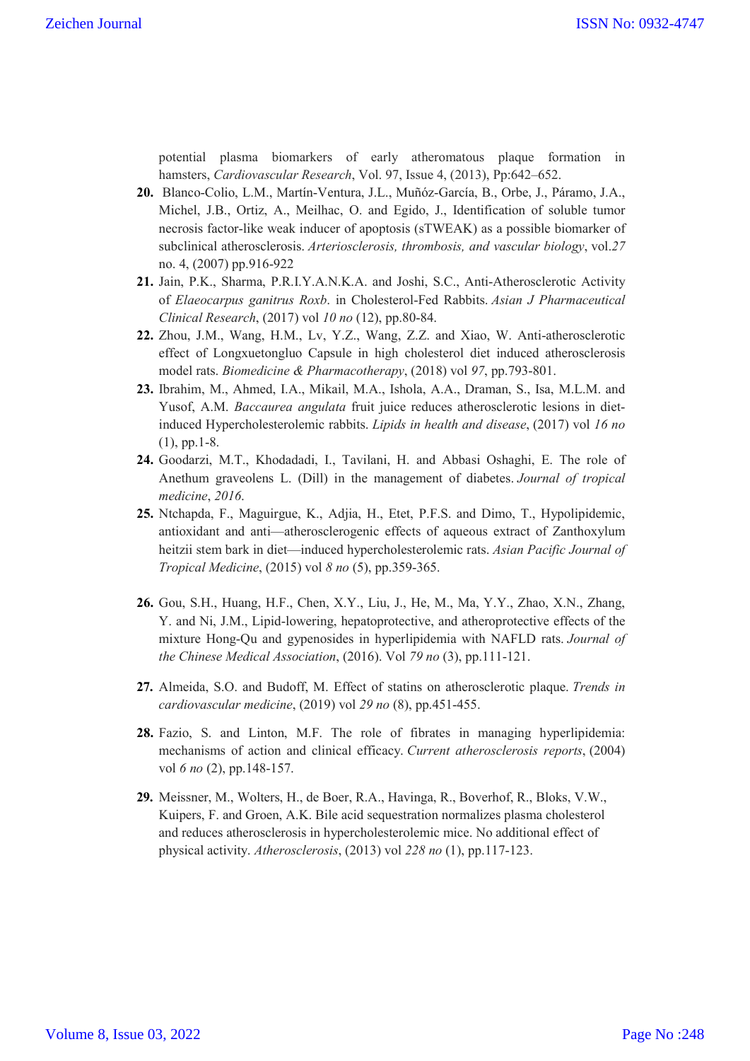potential plasma biomarkers of early atheromatous plaque formation in hamsters, *Cardiovascular Research*, Vol. 97, Issue 4, (2013), Pp:642–652.

**20.** Blanco-Colio, L.M., Martín-Ventura, J.L., Muñóz-García, B., Orbe, J., Páramo, J.A., Michel, J.B., Ortiz, A., Meilhac, O. and Egido, J., Identification of soluble tumor necrosis factor-like weak inducer of apoptosis (sTWEAK) as a possible biomarker of subclinical atherosclerosis. *Arteriosclerosis, thrombosis, and vascular biology*, vol.*27* no. 4, (2007) pp.916-922

**21.** Jain, P.K., Sharma, P.R.I.Y.A.N.K.A. and Joshi, S.C., Anti-Atherosclerotic Activity of *Elaeocarpus ganitrus Roxb*. in Cholesterol-Fed Rabbits. *Asian J Pharmaceutical Clinical Research*, (2017) vol *10 no* (12), pp.80-84.

**22.** Zhou, J.M., Wang, H.M., Lv, Y.Z., Wang, Z.Z. and Xiao, W. Anti-atherosclerotic effect of Longxuetongluo Capsule in high cholesterol diet induced atherosclerosis model rats. *Biomedicine & Pharmacotherapy*, (2018) vol *97*, pp.793-801.

**23.** Ibrahim, M., Ahmed, I.A., Mikail, M.A., Ishola, A.A., Draman, S., Isa, M.L.M. and Yusof, A.M. *Baccaurea angulata* fruit juice reduces atherosclerotic lesions in diet-induced Hypercholesterolemic rabbits. *Lipids in health and disease*, (2017) vol *16 no* (1), pp.1-8.

**24.** Goodarzi, M.T., Khodadadi, I., Tavilani, H. and Abbasi Oshaghi, E. The role of Anethum graveolens L. (Dill) in the management of diabetes. *Journal of tropical medicine*, *2016*.

**25.** Ntchapda, F., Maguirgue, K., Adjia, H., Etet, P.F.S. and Dimo, T., Hypolipidemic, antioxidant and anti—atherosclerogenic effects of aqueous extract of Zanthoxylum heitzii stem bark in diet—induced hypercholesterolemic rats. *Asian Pacific Journal of Tropical Medicine*, (2015) vol *8 no* (5), pp.359-365.

**26.** Gou, S.H., Huang, H.F., Chen, X.Y., Liu, J., He, M., Ma, Y.Y., Zhao, X.N., Zhang, Y. and Ni, J.M., Lipid-lowering, hepatoprotective, and atheroprotective effects of the mixture Hong-Qu and gypenosides in hyperlipidemia with NAFLD rats. *Journal of the Chinese Medical Association*, (2016). Vol *79 no* (3), pp.111-121.

**27.** Almeida, S.O. and Budoff, M. Effect of statins on atherosclerotic plaque. *Trends in cardiovascular medicine*, (2019) vol *29 no* (8), pp.451-455.

**28.** Fazio, S. and Linton, M.F. The role of fibrates in managing hyperlipidemia: mechanisms of action and clinical efficacy. *Current atherosclerosis reports*, (2004) vol *6 no* (2), pp.148-157.

**29.** Meissner, M., Wolters, H., de Boer, R.A., Havinga, R., Boverhof, R., Bloks, V.W., Kuipers, F. and Groen, A.K. Bile acid sequestration normalizes plasma cholesterol and reduces atherosclerosis in hypercholesterolemic mice. No additional effect of physical activity. *Atherosclerosis*, (2013) vol *228 no* (1), pp.117-123.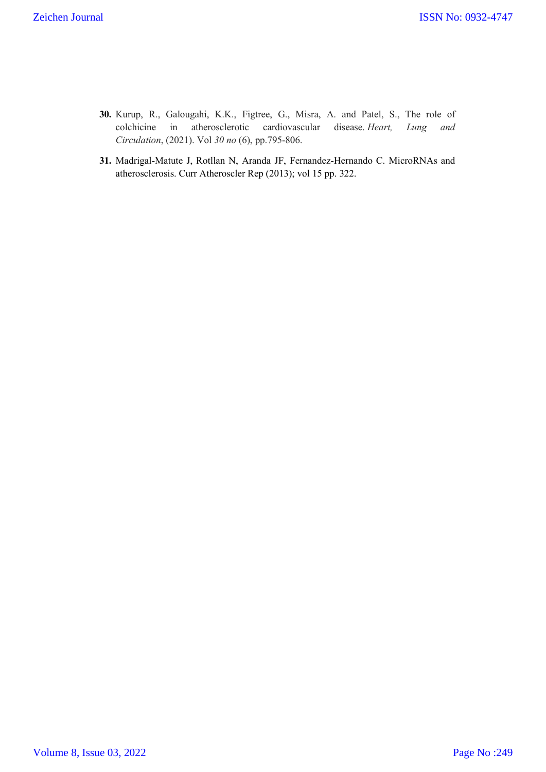30. Kurup, R., Galougahi, K.K., Figtree, G., Misra, A. and Patel, S., The role of colchicine in atherosclerotic cardiovascular disease. *Heart, Lung and Circulation*, (2021). Vol *30 no* (6), pp.795-806.

31. Madrigal-Matute J, Rotllan N, Aranda JF, Fernandez-Hernando C. MicroRNAs and atherosclerosis. Curr Atheroscler Rep (2013); vol 15 pp. 322.